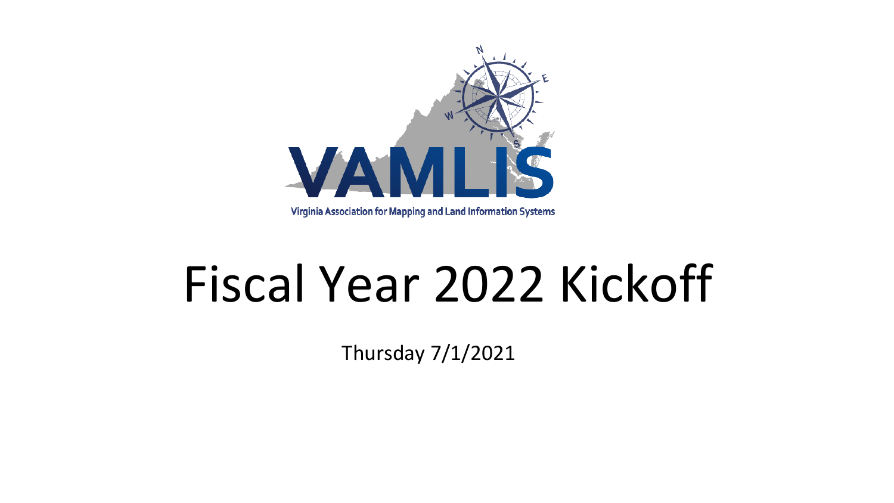VAMLIS

Virginia Association for Mapping and Land Information Systems

# Fiscal Year 2022 Kickoff

Thursday 7/1/2021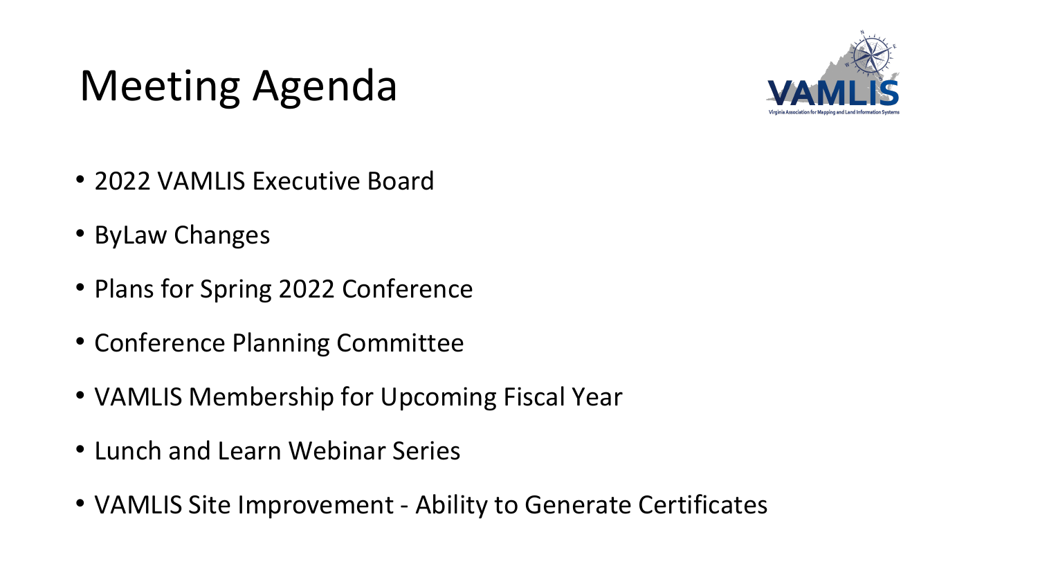# Meeting Agenda

- 2022 VAMLIS Executive Board
- ByLaw Changes
- Plans for Spring 2022 Conference
- Conference Planning Committee
- VAMLIS Membership for Upcoming Fiscal Year
- Lunch and Learn Webinar Series
- VAMLIS Site Improvement - Ability to Generate Certificates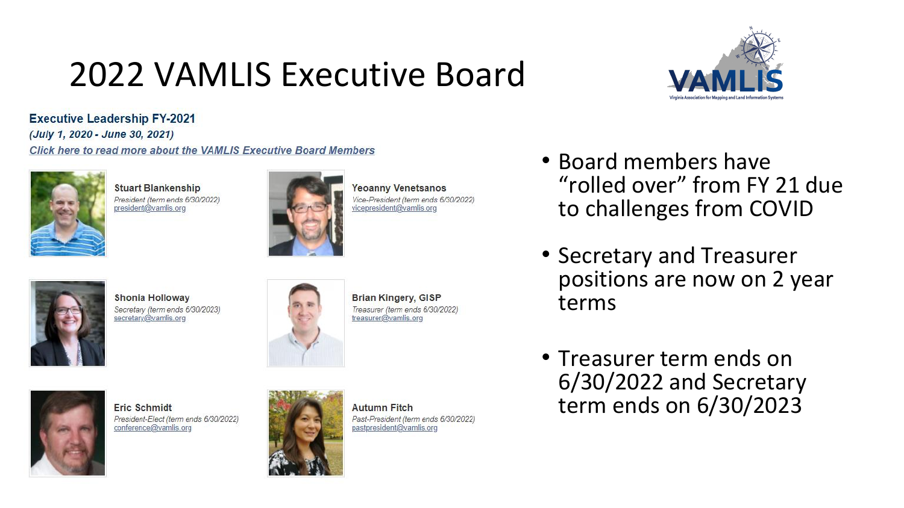# 2022 VAMLIS Executive Board

VAMLIS
Virginia Association for Mapping and Land Information Systems

**Executive Leadership FY-2021**

***(July 1, 2020 - June 30, 2021)***

***Click here to read more about the VAMLIS Executive Board Members***

**Stuart Blankenship**
*President (term ends 6/30/2022)*
president@vamlis.org

**Yeoanny Venetsanos**
*Vice-President (term ends 6/30/2022)*
vicepresident@vamlis.org

**Shonia Holloway**
*Secretary (term ends 6/30/2023)*
secretary@vamlis.org

**Brian Kingery, GISP**
*Treasurer (term ends 6/30/2022)*
treasurer@vamlis.org

**Eric Schmidt**
*President-Elect (term ends 6/30/2022)*
conference@vamlis.org

**Autumn Fitch**
*Past-President (term ends 6/30/2022)*
pastpresident@vamlis.org

- Board members have "rolled over" from FY 21 due to challenges from COVID
- Secretary and Treasurer positions are now on 2 year terms
- Treasurer term ends on 6/30/2022 and Secretary term ends on 6/30/2023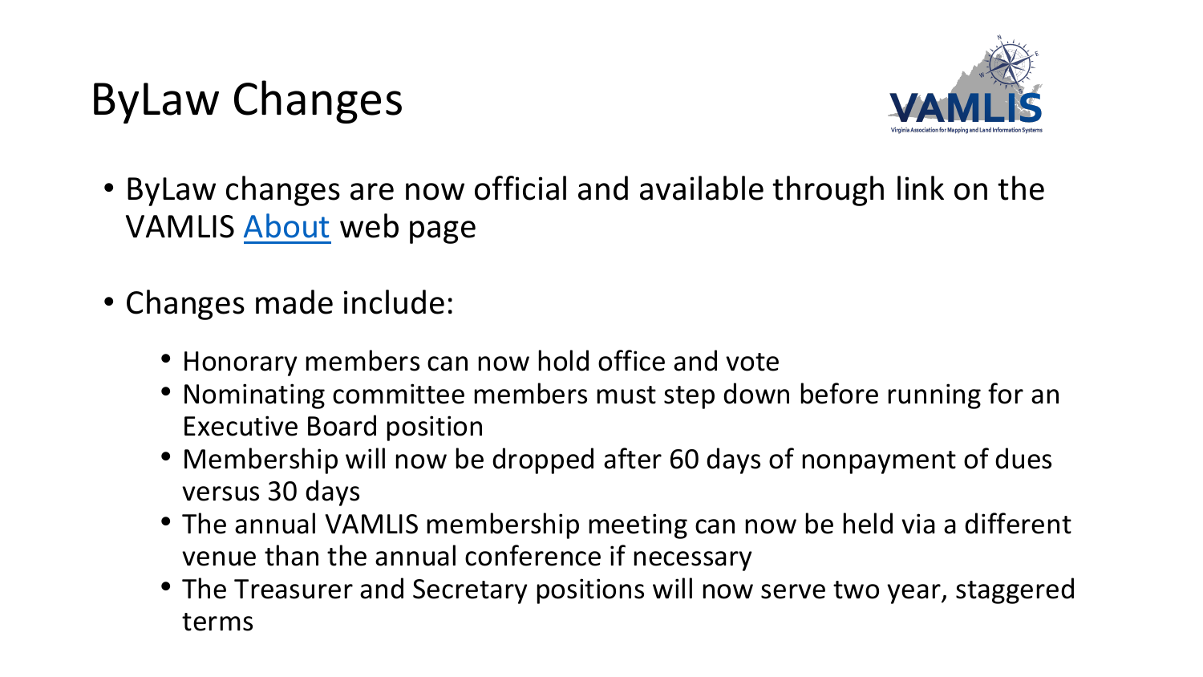# ByLaw Changes

- ByLaw changes are now official and available through link on the VAMLIS About web page

- Changes made include:
  - Honorary members can now hold office and vote
  - Nominating committee members must step down before running for an Executive Board position
  - Membership will now be dropped after 60 days of nonpayment of dues versus 30 days
  - The annual VAMLIS membership meeting can now be held via a different venue than the annual conference if necessary
  - The Treasurer and Secretary positions will now serve two year, staggered terms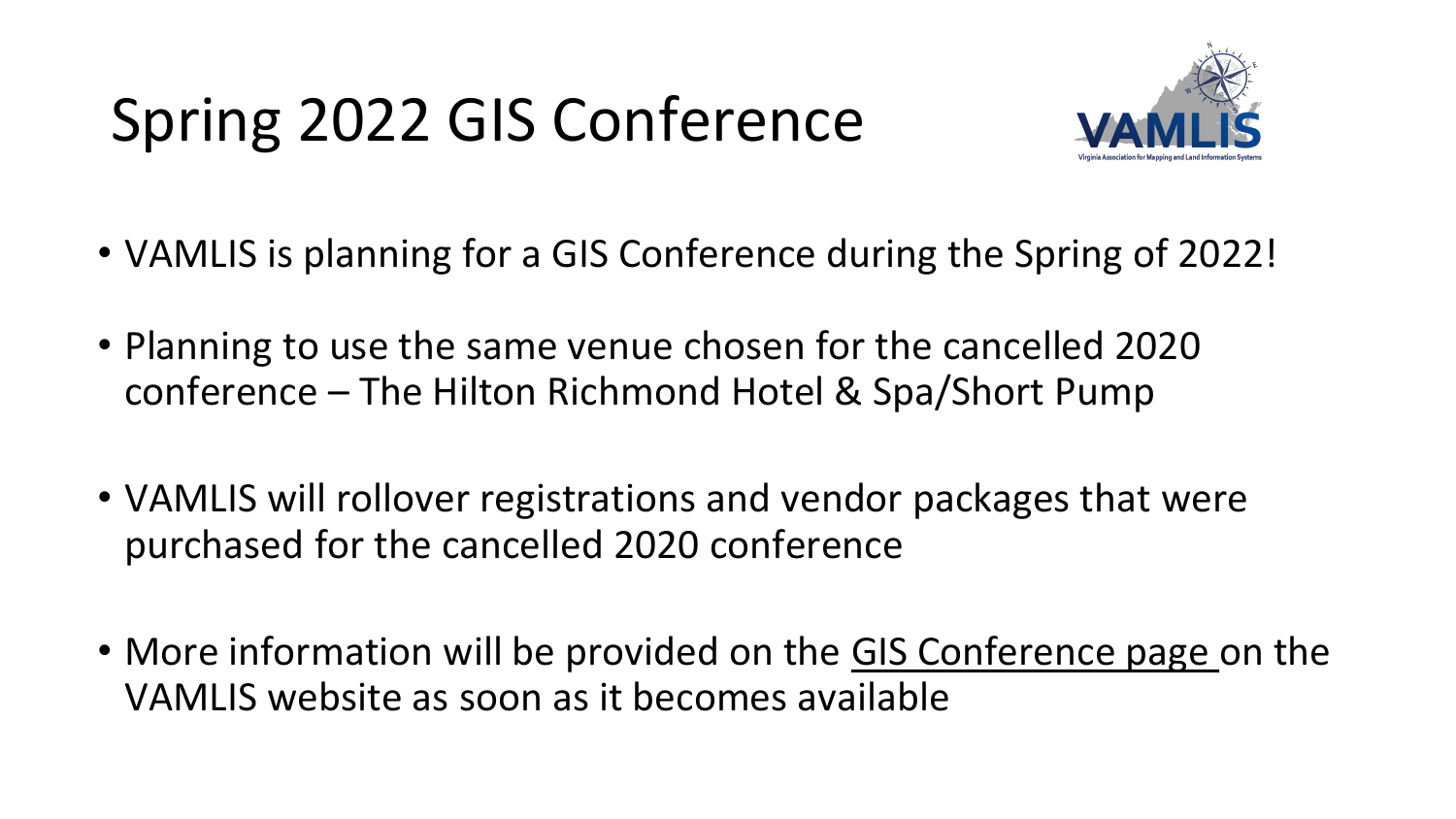# Spring 2022 GIS Conference

- VAMLIS is planning for a GIS Conference during the Spring of 2022!
- Planning to use the same venue chosen for the cancelled 2020 conference – The Hilton Richmond Hotel & Spa/Short Pump
- VAMLIS will rollover registrations and vendor packages that were purchased for the cancelled 2020 conference
- More information will be provided on the GIS Conference page on the VAMLIS website as soon as it becomes available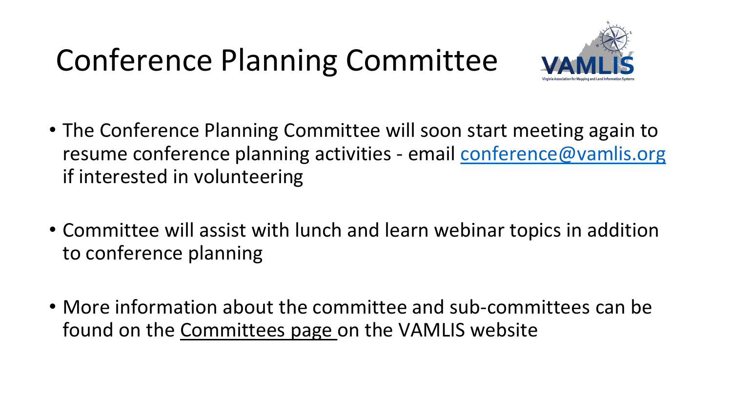# Conference Planning Committee

- The Conference Planning Committee will soon start meeting again to resume conference planning activities - email conference@vamlis.org if interested in volunteering

- Committee will assist with lunch and learn webinar topics in addition to conference planning

- More information about the committee and sub-committees can be found on the Committees page on the VAMLIS website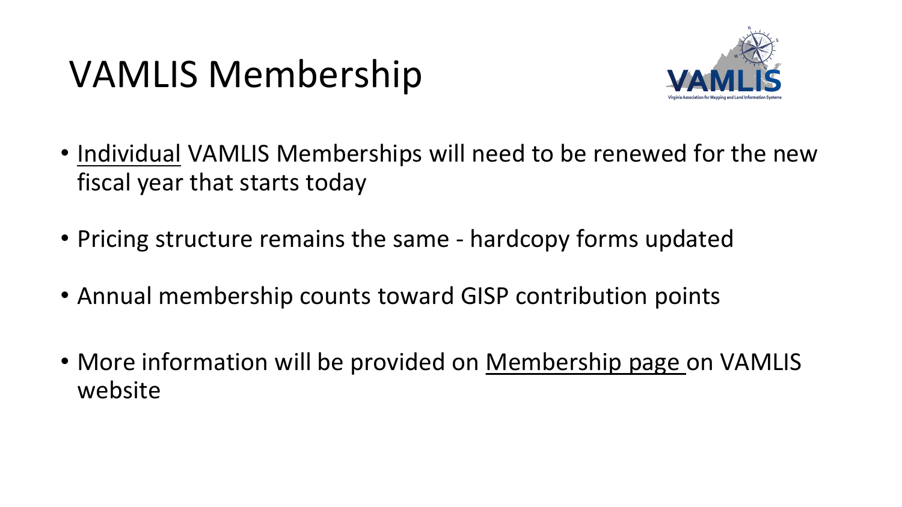# VAMLIS Membership

- Individual VAMLIS Memberships will need to be renewed for the new fiscal year that starts today
- Pricing structure remains the same - hardcopy forms updated
- Annual membership counts toward GISP contribution points
- More information will be provided on Membership page on VAMLIS website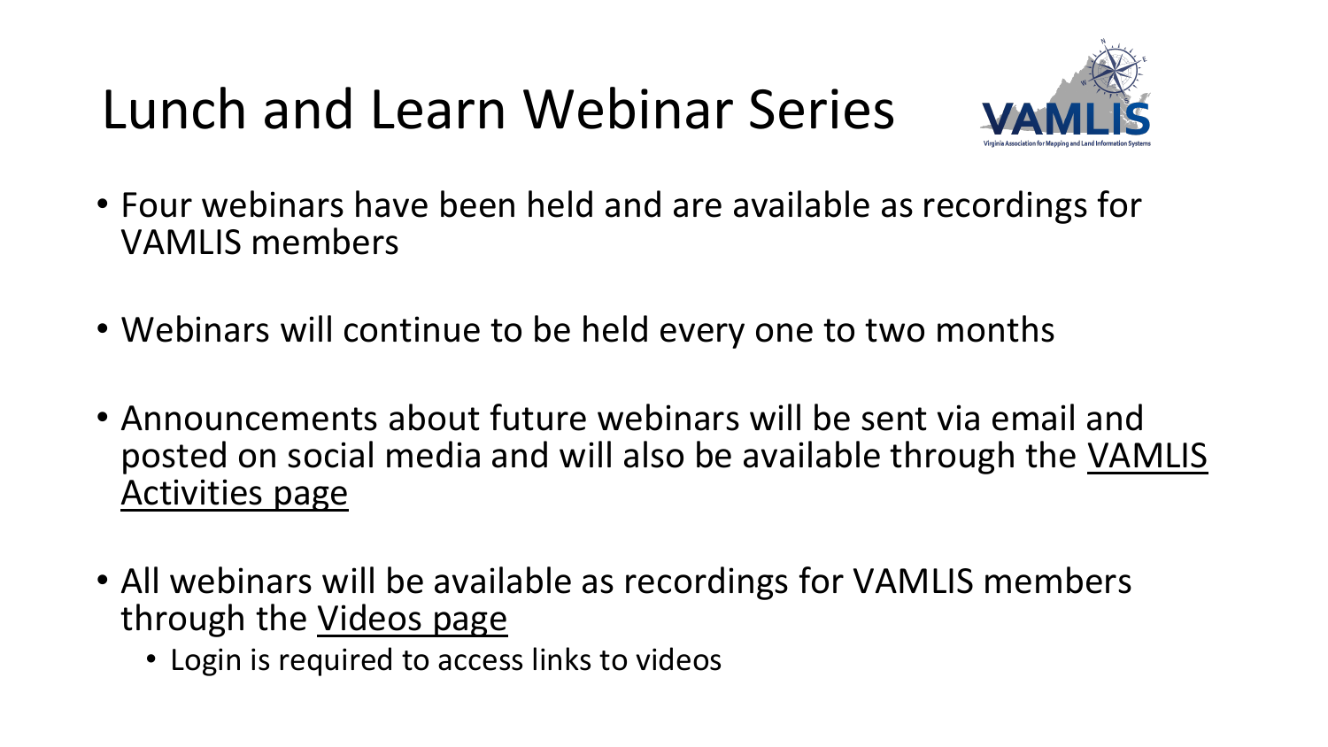# Lunch and Learn Webinar Series

- Four webinars have been held and are available as recordings for VAMLIS members
- Webinars will continue to be held every one to two months
- Announcements about future webinars will be sent via email and posted on social media and will also be available through the VAMLIS Activities page
- All webinars will be available as recordings for VAMLIS members through the Videos page
  - Login is required to access links to videos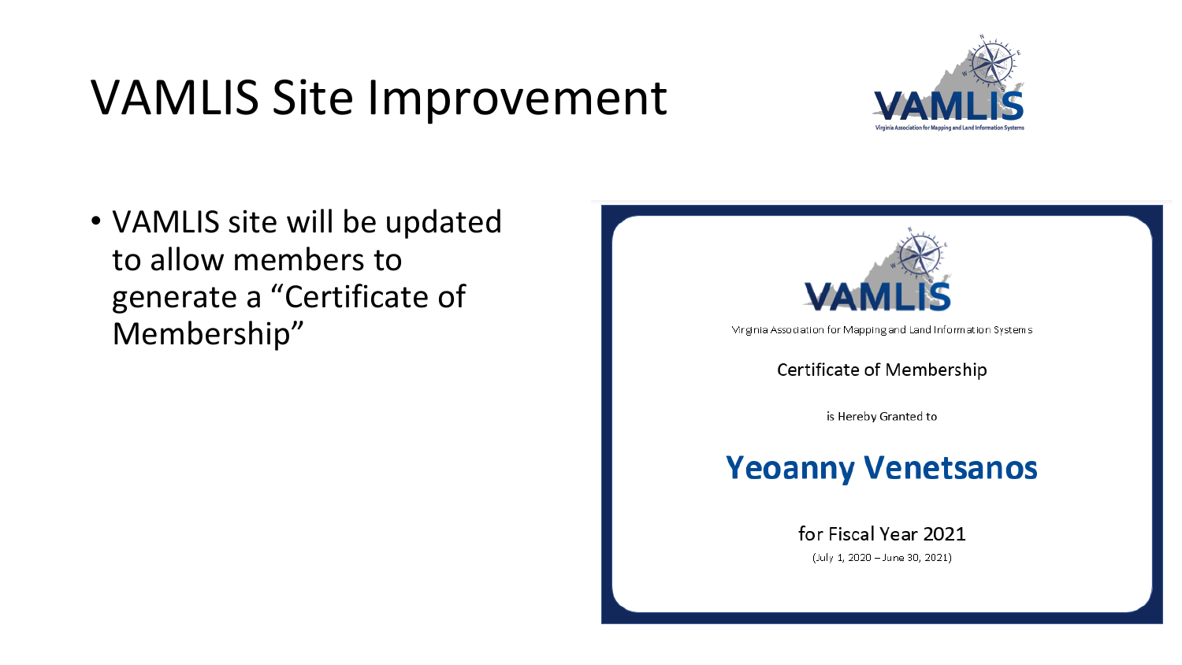# VAMLIS Site Improvement

- VAMLIS site will be updated to allow members to generate a "Certificate of Membership"

VAMLIS

Virginia Association for Mapping and Land Information Systems

Certificate of Membership

is Hereby Granted to

**Yeoanny Venetsanos**

for Fiscal Year 2021

(July 1, 2020 – June 30, 2021)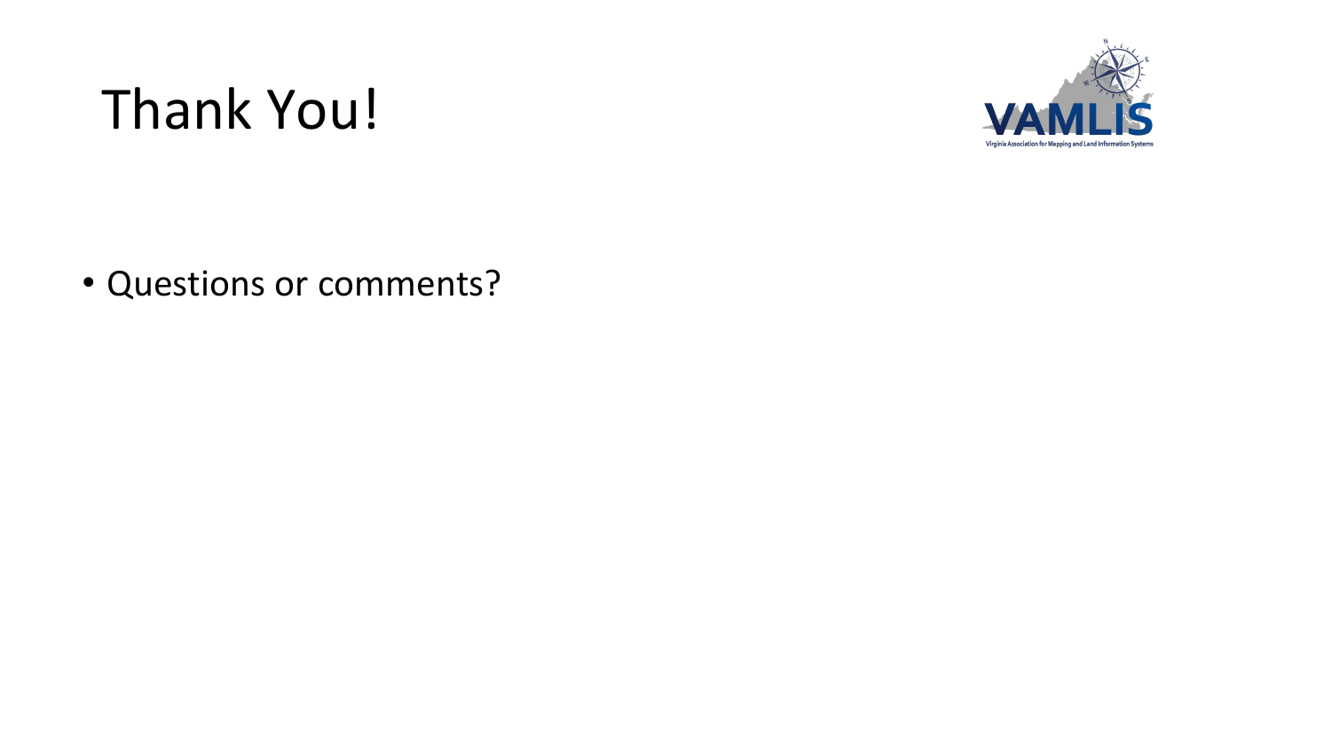# Thank You!

- Questions or comments?